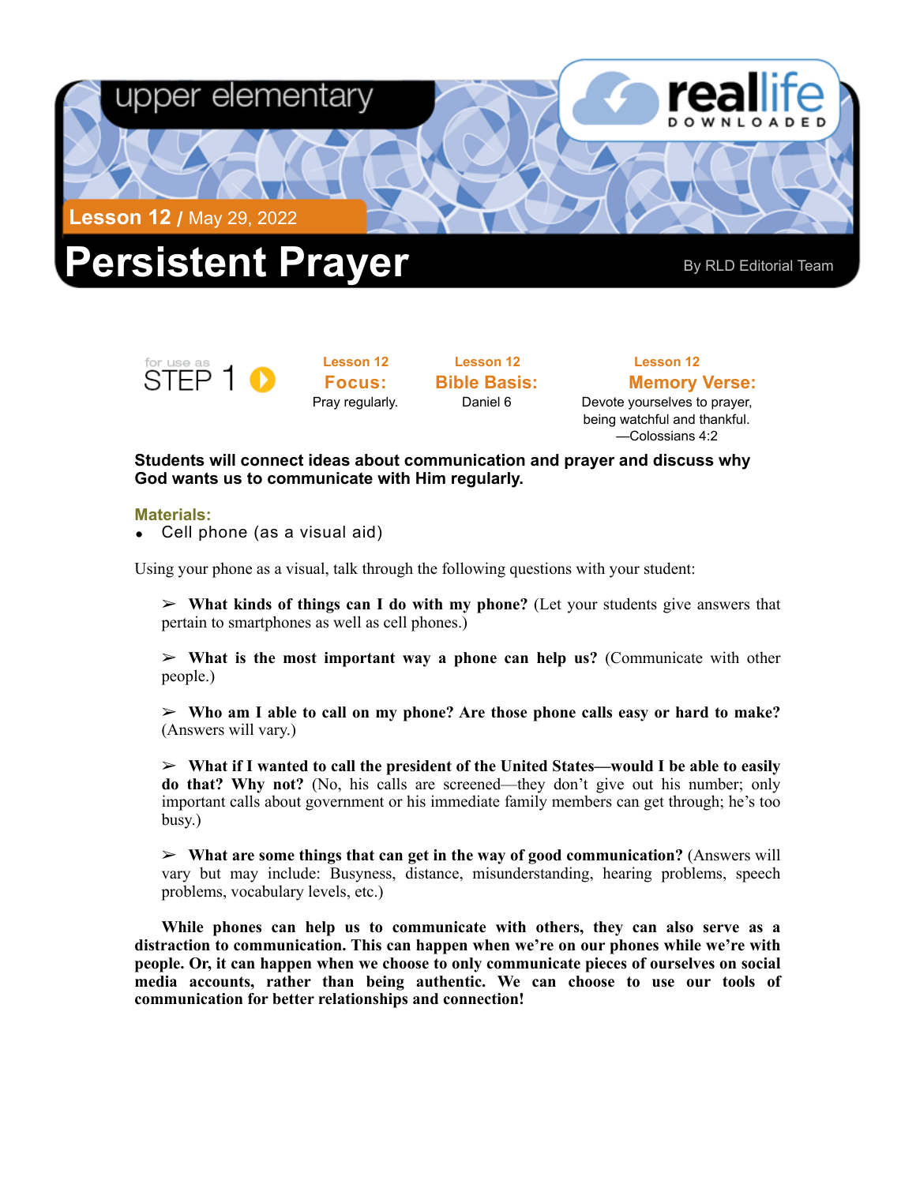upper elementary

reallife DOWNLOADED

**Lesson 12** / May 29, 2022

# Persistent Prayer

By RLD Editorial Team

for use as STEP 1

**Lesson 12**
**Focus:**
Pray regularly.

**Lesson 12**
**Bible Basis:**
Daniel 6

**Lesson 12**
**Memory Verse:**
Devote yourselves to prayer, being watchful and thankful.
—Colossians 4:2

**Students will connect ideas about communication and prayer and discuss why God wants us to communicate with Him regularly.**

**Materials:**

- Cell phone (as a visual aid)

Using your phone as a visual, talk through the following questions with your student:

➢ **What kinds of things can I do with my phone?** (Let your students give answers that pertain to smartphones as well as cell phones.)

➢ **What is the most important way a phone can help us?** (Communicate with other people.)

➢ **Who am I able to call on my phone? Are those phone calls easy or hard to make?** (Answers will vary.)

➢ **What if I wanted to call the president of the United States—would I be able to easily do that? Why not?** (No, his calls are screened—they don't give out his number; only important calls about government or his immediate family members can get through; he's too busy.)

➢ **What are some things that can get in the way of good communication?** (Answers will vary but may include: Busyness, distance, misunderstanding, hearing problems, speech problems, vocabulary levels, etc.)

**While phones can help us to communicate with others, they can also serve as a distraction to communication. This can happen when we're on our phones while we're with people. Or, it can happen when we choose to only communicate pieces of ourselves on social media accounts, rather than being authentic. We can choose to use our tools of communication for better relationships and connection!**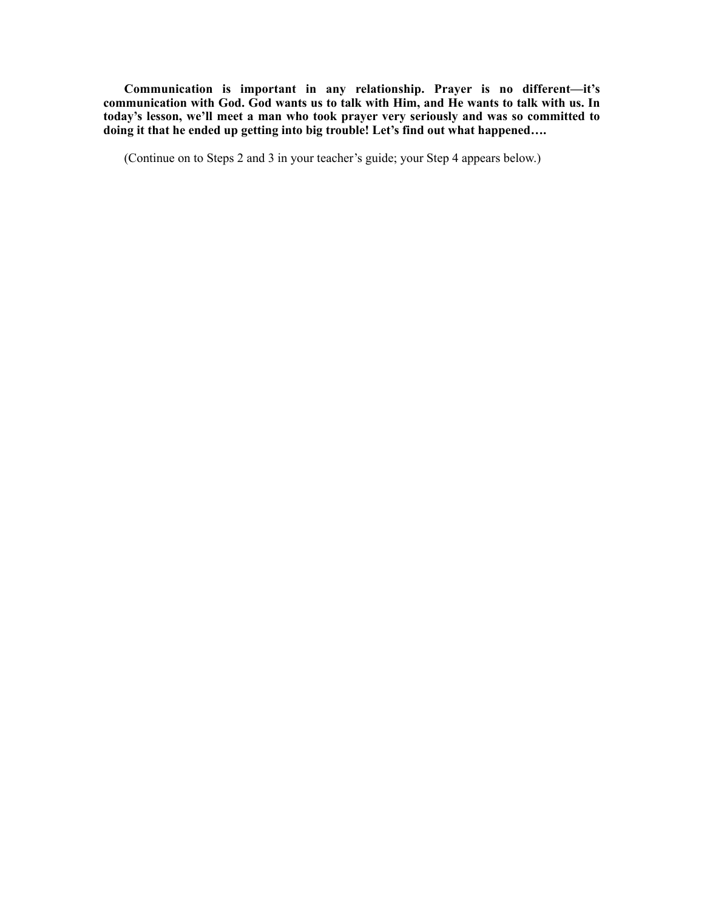**Communication is important in any relationship. Prayer is no different—it's communication with God. God wants us to talk with Him, and He wants to talk with us. In today's lesson, we'll meet a man who took prayer very seriously and was so committed to doing it that he ended up getting into big trouble! Let's find out what happened….**

(Continue on to Steps 2 and 3 in your teacher's guide; your Step 4 appears below.)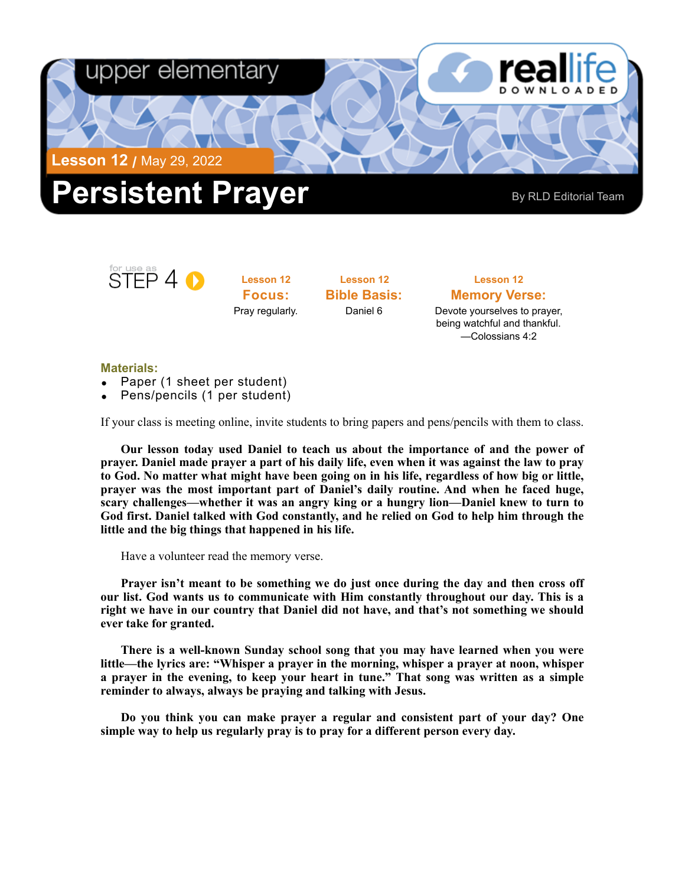upper elementary

reallife DOWNLOADED

**Lesson 12** / May 29, 2022

# Persistent Prayer

By RLD Editorial Team

for use as STEP 4

| Lesson 12 **Focus:** | Lesson 12 **Bible Basis:** | Lesson 12 **Memory Verse:** |
|---|---|---|
| Pray regularly. | Daniel 6 | Devote yourselves to prayer, being watchful and thankful. —Colossians 4:2 |

**Materials:**

- Paper (1 sheet per student)
- Pens/pencils (1 per student)

If your class is meeting online, invite students to bring papers and pens/pencils with them to class.

**Our lesson today used Daniel to teach us about the importance of and the power of prayer. Daniel made prayer a part of his daily life, even when it was against the law to pray to God. No matter what might have been going on in his life, regardless of how big or little, prayer was the most important part of Daniel's daily routine. And when he faced huge, scary challenges—whether it was an angry king or a hungry lion—Daniel knew to turn to God first. Daniel talked with God constantly, and he relied on God to help him through the little and the big things that happened in his life.**

Have a volunteer read the memory verse.

**Prayer isn't meant to be something we do just once during the day and then cross off our list. God wants us to communicate with Him constantly throughout our day. This is a right we have in our country that Daniel did not have, and that's not something we should ever take for granted.**

**There is a well-known Sunday school song that you may have learned when you were little—the lyrics are: "Whisper a prayer in the morning, whisper a prayer at noon, whisper a prayer in the evening, to keep your heart in tune." That song was written as a simple reminder to always, always be praying and talking with Jesus.**

**Do you think you can make prayer a regular and consistent part of your day? One simple way to help us regularly pray is to pray for a different person every day.**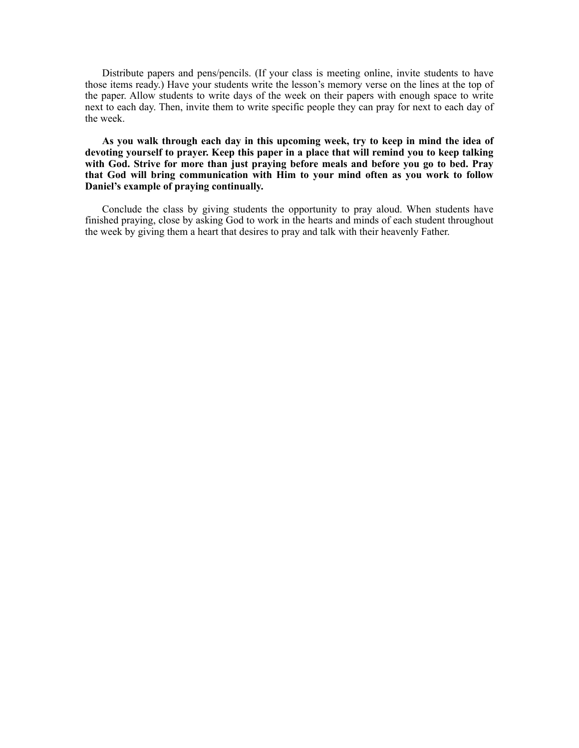Distribute papers and pens/pencils. (If your class is meeting online, invite students to have those items ready.) Have your students write the lesson's memory verse on the lines at the top of the paper. Allow students to write days of the week on their papers with enough space to write next to each day. Then, invite them to write specific people they can pray for next to each day of the week.

**As you walk through each day in this upcoming week, try to keep in mind the idea of devoting yourself to prayer. Keep this paper in a place that will remind you to keep talking with God. Strive for more than just praying before meals and before you go to bed. Pray that God will bring communication with Him to your mind often as you work to follow Daniel's example of praying continually.**

Conclude the class by giving students the opportunity to pray aloud. When students have finished praying, close by asking God to work in the hearts and minds of each student throughout the week by giving them a heart that desires to pray and talk with their heavenly Father.